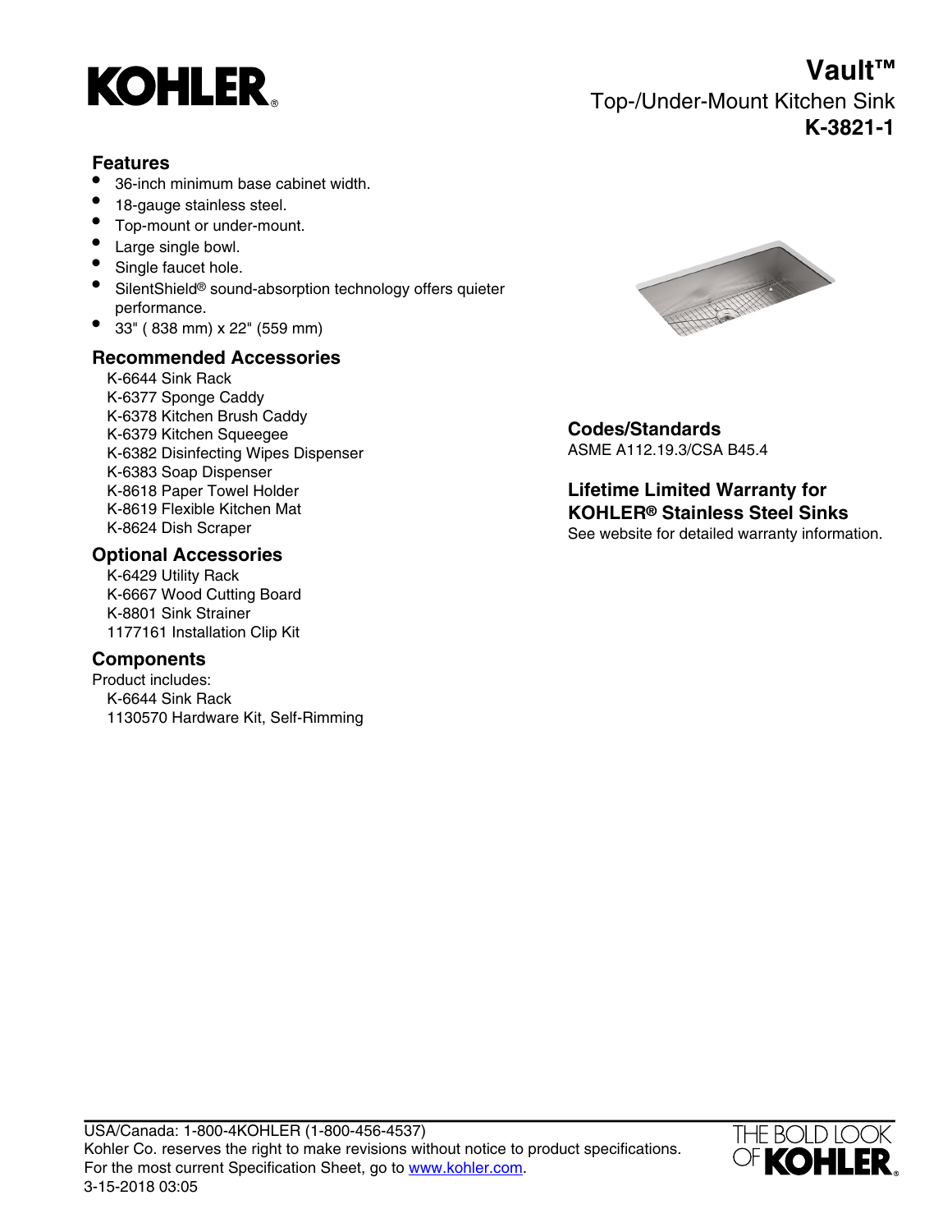# KOHLER

## Vault™

Top-/Under-Mount Kitchen Sink

**K-3821-1**

### Features

- 36-inch minimum base cabinet width.
- 18-gauge stainless steel.
- Top-mount or under-mount.
- Large single bowl.
- Single faucet hole.
- SilentShield® sound-absorption technology offers quieter performance.
- 33" ( 838 mm) x 22" (559 mm)

### Recommended Accessories

K-6644 Sink Rack
K-6377 Sponge Caddy
K-6378 Kitchen Brush Caddy
K-6379 Kitchen Squeegee
K-6382 Disinfecting Wipes Dispenser
K-6383 Soap Dispenser
K-8618 Paper Towel Holder
K-8619 Flexible Kitchen Mat
K-8624 Dish Scraper

### Optional Accessories

K-6429 Utility Rack
K-6667 Wood Cutting Board
K-8801 Sink Strainer
1177161 Installation Clip Kit

### Components

Product includes:
K-6644 Sink Rack
1130570 Hardware Kit, Self-Rimming

### Codes/Standards

ASME A112.19.3/CSA B45.4

### Lifetime Limited Warranty for KOHLER® Stainless Steel Sinks

See website for detailed warranty information.

USA/Canada: 1-800-4KOHLER (1-800-456-4537)
Kohler Co. reserves the right to make revisions without notice to product specifications.
For the most current Specification Sheet, go to www.kohler.com.
3-15-2018 03:05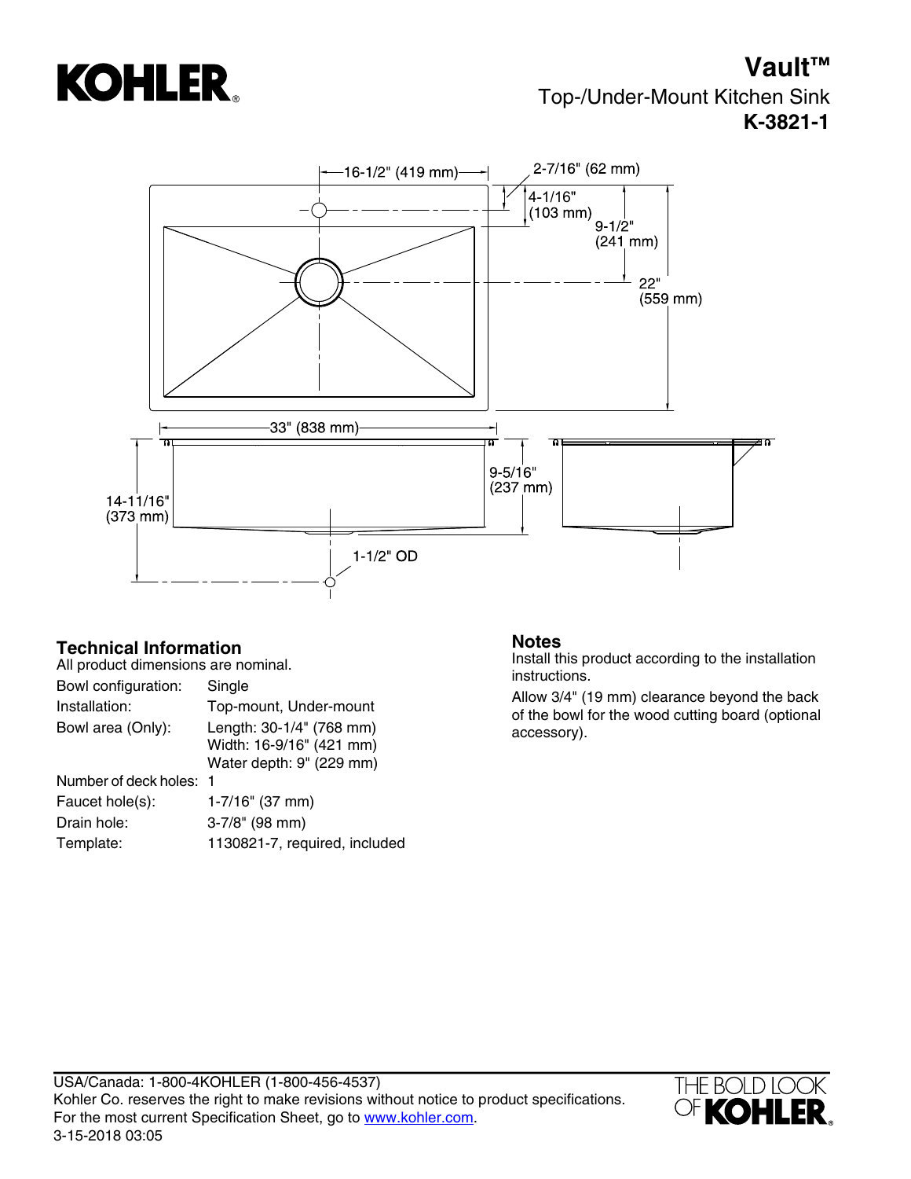# Vault™

Top-/Under-Mount Kitchen Sink

**K-3821-1**

16-1/2" (419 mm)

2-7/16" (62 mm)

4-1/16" (103 mm)

9-1/2" (241 mm)

22" (559 mm)

33" (838 mm)

9-5/16" (237 mm)

14-11/16" (373 mm)

1-1/2" OD

## Technical Information

All product dimensions are nominal.

| | |
|---|---|
| Bowl configuration: | Single |
| Installation: | Top-mount, Under-mount |
| Bowl area (Only): | Length: 30-1/4" (768 mm)<br>Width: 16-9/16" (421 mm)<br>Water depth: 9" (229 mm) |
| Number of deck holes: | 1 |
| Faucet hole(s): | 1-7/16" (37 mm) |
| Drain hole: | 3-7/8" (98 mm) |
| Template: | 1130821-7, required, included |

## Notes

Install this product according to the installation instructions.

Allow 3/4" (19 mm) clearance beyond the back of the bowl for the wood cutting board (optional accessory).

USA/Canada: 1-800-4KOHLER (1-800-456-4537)
Kohler Co. reserves the right to make revisions without notice to product specifications.
For the most current Specification Sheet, go to www.kohler.com.
3-15-2018 03:05